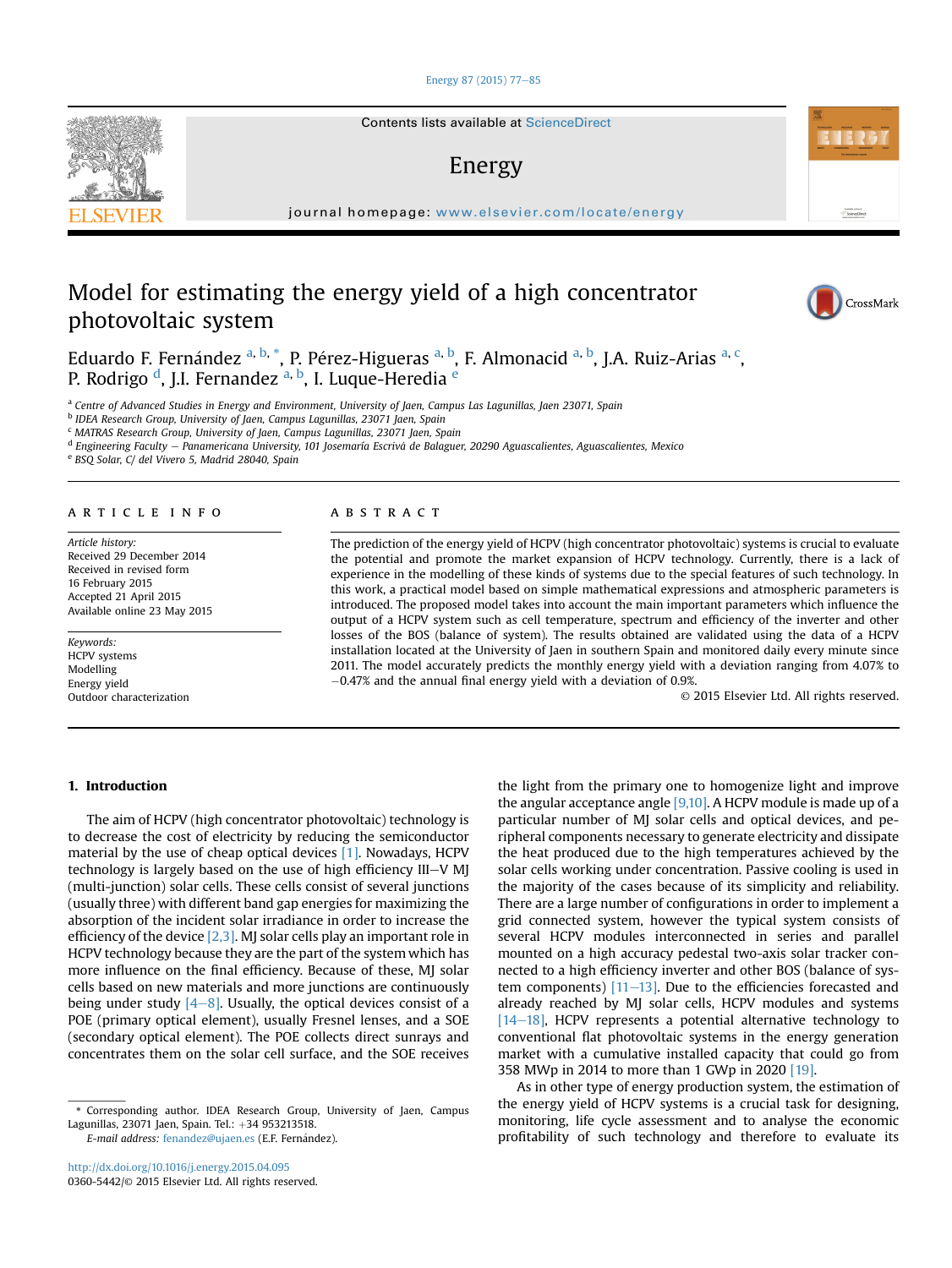# Model for estimating the energy yield of a high concentrator photovoltaic system

Eduardo F. Fernández [a, b, *], P. Pérez-Higueras [a, b], F. Almonacid [a, b], J.A. Ruiz-Arias [a, c], P. Rodrigo [d], J.I. Fernandez [a, b], I. Luque-Heredia [e]

[a] Centre of Advanced Studies in Energy and Environment, University of Jaen, Campus Las Lagunillas, Jaen 23071, Spain
[b] IDEA Research Group, University of Jaen, Campus Lagunillas, 23071 Jaen, Spain
[c] MATRAS Research Group, University of Jaen, Campus Lagunillas, 23071 Jaen, Spain
[d] Engineering Faculty — Panamericana University, 101 Josemaría Escrivá de Balaguer, 20290 Aguascalientes, Aguascalientes, Mexico
[e] BSQ Solar, C/ del Vivero 5, Madrid 28040, Spain

## ARTICLE INFO

*Article history:*
Received 29 December 2014
Received in revised form
16 February 2015
Accepted 21 April 2015
Available online 23 May 2015

*Keywords:*
HCPV systems
Modelling
Energy yield
Outdoor characterization

## ABSTRACT

The prediction of the energy yield of HCPV (high concentrator photovoltaic) systems is crucial to evaluate the potential and promote the market expansion of HCPV technology. Currently, there is a lack of experience in the modelling of these kinds of systems due to the special features of such technology. In this work, a practical model based on simple mathematical expressions and atmospheric parameters is introduced. The proposed model takes into account the main important parameters which influence the output of a HCPV system such as cell temperature, spectrum and efficiency of the inverter and other losses of the BOS (balance of system). The results obtained are validated using the data of a HCPV installation located at the University of Jaen in southern Spain and monitored daily every minute since 2011. The model accurately predicts the monthly energy yield with a deviation ranging from 4.07% to −0.47% and the annual final energy yield with a deviation of 0.9%.

© 2015 Elsevier Ltd. All rights reserved.

## 1. Introduction

The aim of HCPV (high concentrator photovoltaic) technology is to decrease the cost of electricity by reducing the semiconductor material by the use of cheap optical devices [1]. Nowadays, HCPV technology is largely based on the use of high efficiency III−V MJ (multi-junction) solar cells. These cells consist of several junctions (usually three) with different band gap energies for maximizing the absorption of the incident solar irradiance in order to increase the efficiency of the device [2,3]. MJ solar cells play an important role in HCPV technology because they are the part of the system which has more influence on the final efficiency. Because of these, MJ solar cells based on new materials and more junctions are continuously being under study [4−8]. Usually, the optical devices consist of a POE (primary optical element), usually Fresnel lenses, and a SOE (secondary optical element). The POE collects direct sunrays and concentrates them on the solar cell surface, and the SOE receives the light from the primary one to homogenize light and improve the angular acceptance angle [9,10]. A HCPV module is made up of a particular number of MJ solar cells and optical devices, and peripheral components necessary to generate electricity and dissipate the heat produced due to the high temperatures achieved by the solar cells working under concentration. Passive cooling is used in the majority of the cases because of its simplicity and reliability. There are a large number of configurations in order to implement a grid connected system, however the typical system consists of several HCPV modules interconnected in series and parallel mounted on a high accuracy pedestal two-axis solar tracker connected to a high efficiency inverter and other BOS (balance of system components) [11−13]. Due to the efficiencies forecasted and already reached by MJ solar cells, HCPV modules and systems [14−18], HCPV represents a potential alternative technology to conventional flat photovoltaic systems in the energy generation market with a cumulative installed capacity that could go from 358 MWp in 2014 to more than 1 GWp in 2020 [19].

As in other type of energy production system, the estimation of the energy yield of HCPV systems is a crucial task for designing, monitoring, life cycle assessment and to analyse the economic profitability of such technology and therefore to evaluate its

* Corresponding author. IDEA Research Group, University of Jaen, Campus Lagunillas, 23071 Jaen, Spain. Tel.: +34 953213518.
E-mail address: fenandez@ujaen.es (E.F. Fernández).

http://dx.doi.org/10.1016/j.energy.2015.04.095
0360-5442/© 2015 Elsevier Ltd. All rights reserved.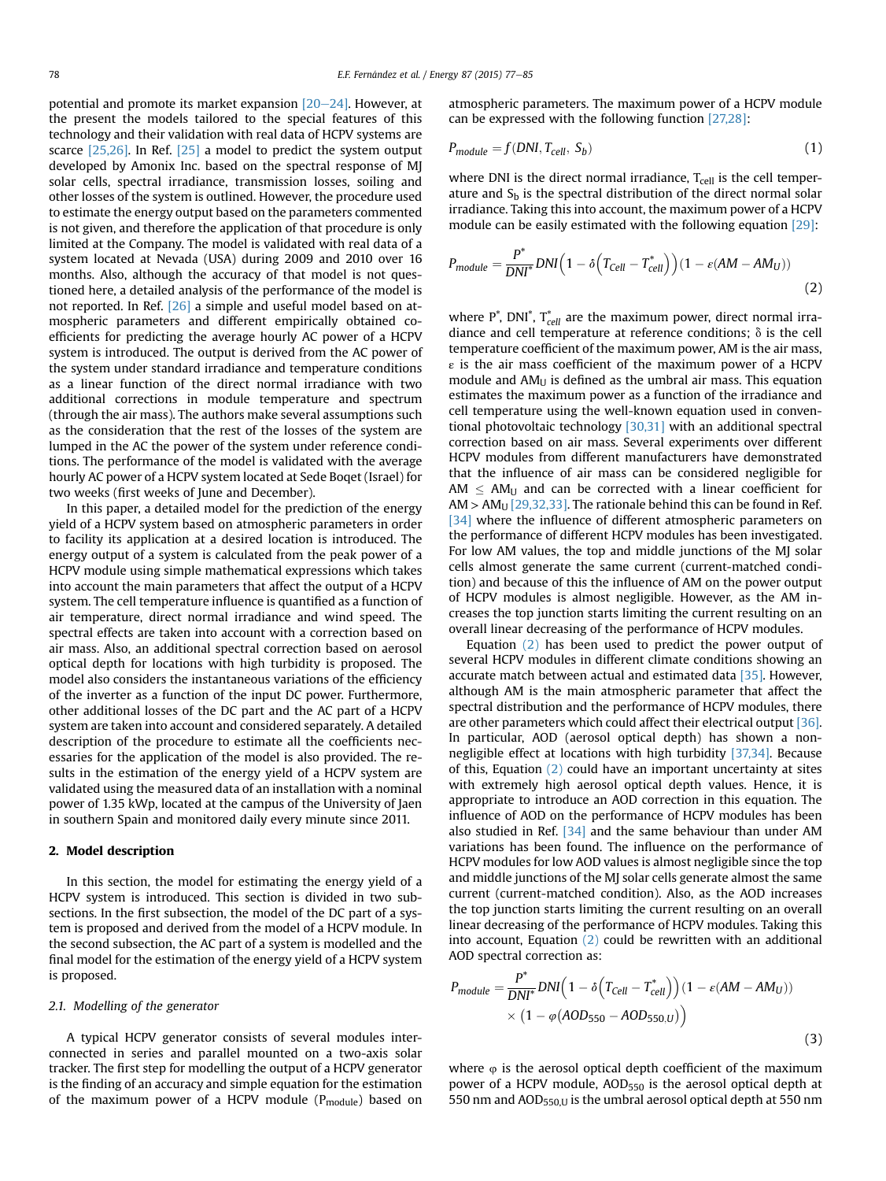potential and promote its market expansion [20–24]. However, at the present the models tailored to the special features of this technology and their validation with real data of HCPV systems are scarce [25,26]. In Ref. [25] a model to predict the system output developed by Amonix Inc. based on the spectral response of MJ solar cells, spectral irradiance, transmission losses, soiling and other losses of the system is outlined. However, the procedure used to estimate the energy output based on the parameters commented is not given, and therefore the application of that procedure is only limited at the Company. The model is validated with real data of a system located at Nevada (USA) during 2009 and 2010 over 16 months. Also, although the accuracy of that model is not questioned here, a detailed analysis of the performance of the model is not reported. In Ref. [26] a simple and useful model based on atmospheric parameters and different empirically obtained coefficients for predicting the average hourly AC power of a HCPV system is introduced. The output is derived from the AC power of the system under standard irradiance and temperature conditions as a linear function of the direct normal irradiance with two additional corrections in module temperature and spectrum (through the air mass). The authors make several assumptions such as the consideration that the rest of the losses of the system are lumped in the AC the power of the system under reference conditions. The performance of the model is validated with the average hourly AC power of a HCPV system located at Sede Boqet (Israel) for two weeks (first weeks of June and December).

In this paper, a detailed model for the prediction of the energy yield of a HCPV system based on atmospheric parameters in order to facility its application at a desired location is introduced. The energy output of a system is calculated from the peak power of a HCPV module using simple mathematical expressions which takes into account the main parameters that affect the output of a HCPV system. The cell temperature influence is quantified as a function of air temperature, direct normal irradiance and wind speed. The spectral effects are taken into account with a correction based on air mass. Also, an additional spectral correction based on aerosol optical depth for locations with high turbidity is proposed. The model also considers the instantaneous variations of the efficiency of the inverter as a function of the input DC power. Furthermore, other additional losses of the DC part and the AC part of a HCPV system are taken into account and considered separately. A detailed description of the procedure to estimate all the coefficients necessaries for the application of the model is also provided. The results in the estimation of the energy yield of a HCPV system are validated using the measured data of an installation with a nominal power of 1.35 kWp, located at the campus of the University of Jaen in southern Spain and monitored daily every minute since 2011.

## 2. Model description

In this section, the model for estimating the energy yield of a HCPV system is introduced. This section is divided in two subsections. In the first subsection, the model of the DC part of a system is proposed and derived from the model of a HCPV module. In the second subsection, the AC part of a system is modelled and the final model for the estimation of the energy yield of a HCPV system is proposed.

### 2.1. Modelling of the generator

A typical HCPV generator consists of several modules interconnected in series and parallel mounted on a two-axis solar tracker. The first step for modelling the output of a HCPV generator is the finding of an accuracy and simple equation for the estimation of the maximum power of a HCPV module ($P_{module}$) based on atmospheric parameters. The maximum power of a HCPV module can be expressed with the following function [27,28]:

$$P_{module} = f(DNI, T_{cell}, S_b) \tag{1}$$

where DNI is the direct normal irradiance, $T_{cell}$ is the cell temperature and $S_b$ is the spectral distribution of the direct normal solar irradiance. Taking this into account, the maximum power of a HCPV module can be easily estimated with the following equation [29]:

$$P_{module} = \frac{P^*}{DNI^*} DNI\left(1 - \delta\left(T_{Cell} - T^*_{cell}\right)\right)\left(1 - \varepsilon(AM - AM_U)\right) \tag{2}$$

where $P^*$, $DNI^*$, $T^*_{cell}$ are the maximum power, direct normal irradiance and cell temperature at reference conditions; δ is the cell temperature coefficient of the maximum power, AM is the air mass, ε is the air mass coefficient of the maximum power of a HCPV module and $AM_U$ is defined as the umbral air mass. This equation estimates the maximum power as a function of the irradiance and cell temperature using the well-known equation used in conventional photovoltaic technology [30,31] with an additional spectral correction based on air mass. Several experiments over different HCPV modules from different manufacturers have demonstrated that the influence of air mass can be considered negligible for $AM \leq AM_U$ and can be corrected with a linear coefficient for $AM > AM_U$ [29,32,33]. The rationale behind this can be found in Ref. [34] where the influence of different atmospheric parameters on the performance of different HCPV modules has been investigated. For low AM values, the top and middle junctions of the MJ solar cells almost generate the same current (current-matched condition) and because of this the influence of AM on the power output of HCPV modules is almost negligible. However, as the AM increases the top junction starts limiting the current resulting on an overall linear decreasing of the performance of HCPV modules.

Equation (2) has been used to predict the power output of several HCPV modules in different climate conditions showing an accurate match between actual and estimated data [35]. However, although AM is the main atmospheric parameter that affect the spectral distribution and the performance of HCPV modules, there are other parameters which could affect their electrical output [36]. In particular, AOD (aerosol optical depth) has shown a non-negligible effect at locations with high turbidity [37,34]. Because of this, Equation (2) could have an important uncertainty at sites with extremely high aerosol optical depth values. Hence, it is appropriate to introduce an AOD correction in this equation. The influence of AOD on the performance of HCPV modules has been also studied in Ref. [34] and the same behaviour than under AM variations has been found. The influence on the performance of HCPV modules for low AOD values is almost negligible since the top and middle junctions of the MJ solar cells generate almost the same current (current-matched condition). Also, as the AOD increases the top junction starts limiting the current resulting on an overall linear decreasing of the performance of HCPV modules. Taking this into account, Equation (2) could be rewritten with an additional AOD spectral correction as:

$$P_{module} = \frac{P^*}{DNI^*} DNI\left(1 - \delta\left(T_{Cell} - T^*_{cell}\right)\right)\left(1 - \varepsilon(AM - AM_U)\right) \times \left(1 - \varphi\left(AOD_{550} - AOD_{550,U}\right)\right) \tag{3}$$

where φ is the aerosol optical depth coefficient of the maximum power of a HCPV module, $AOD_{550}$ is the aerosol optical depth at 550 nm and $AOD_{550,U}$ is the umbral aerosol optical depth at 550 nm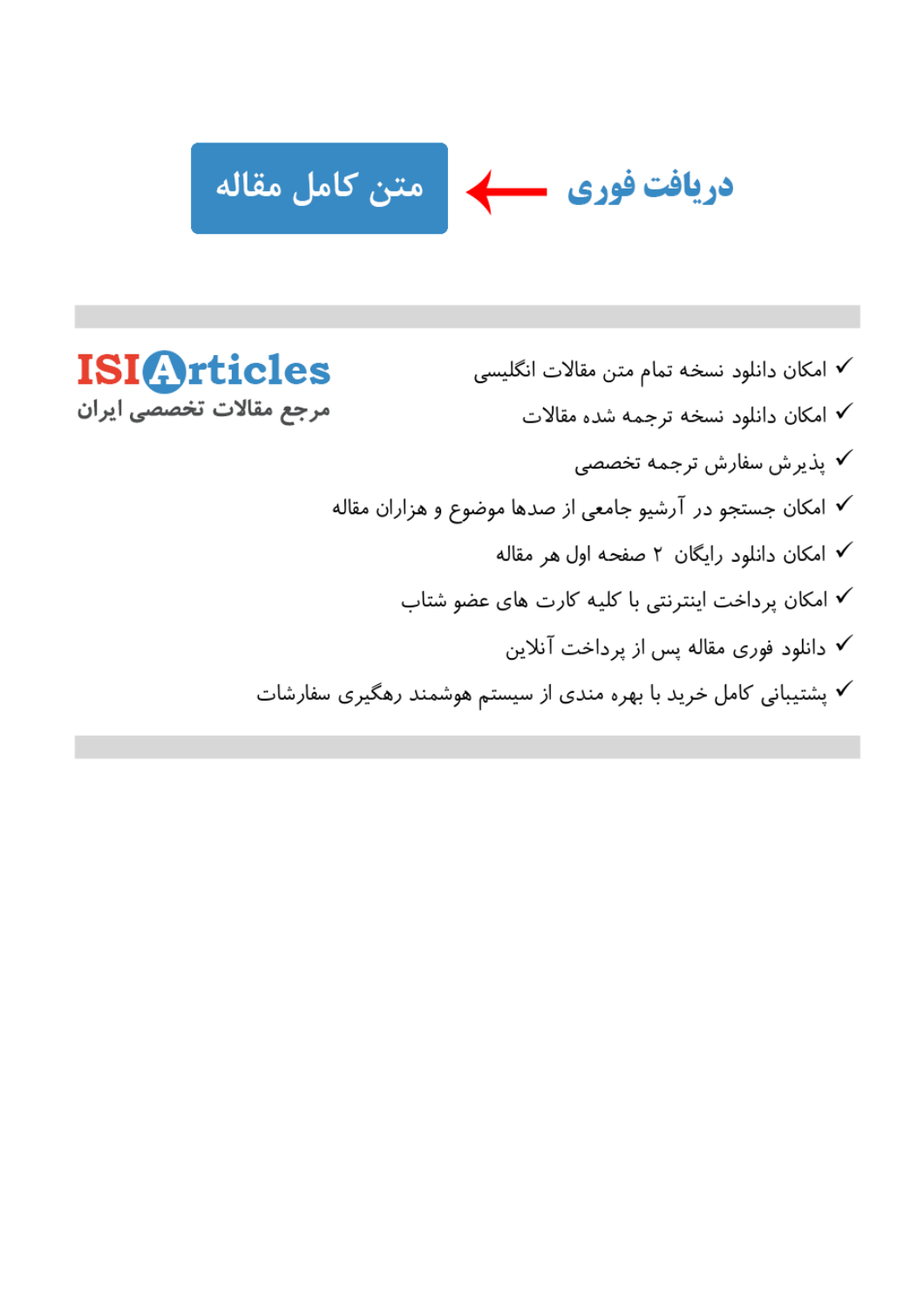دریافت فوری ← **متن کامل مقاله**

**ISIArticles**
مرجع مقالات تخصصی ایران

- ✓ امکان دانلود نسخه تمام متن مقالات انگلیسی
- ✓ امکان دانلود نسخه ترجمه شده مقالات
- ✓ پذیرش سفارش ترجمه تخصصی
- ✓ امکان جستجو در آرشیو جامعی از صدها موضوع و هزاران مقاله
- ✓ امکان دانلود رایگان ۲ صفحه اول هر مقاله
- ✓ امکان پرداخت اینترنتی با کلیه کارت های عضو شتاب
- ✓ دانلود فوری مقاله پس از پرداخت آنلاین
- ✓ پشتیبانی کامل خرید با بهره مندی از سیستم هوشمند رهگیری سفارشات